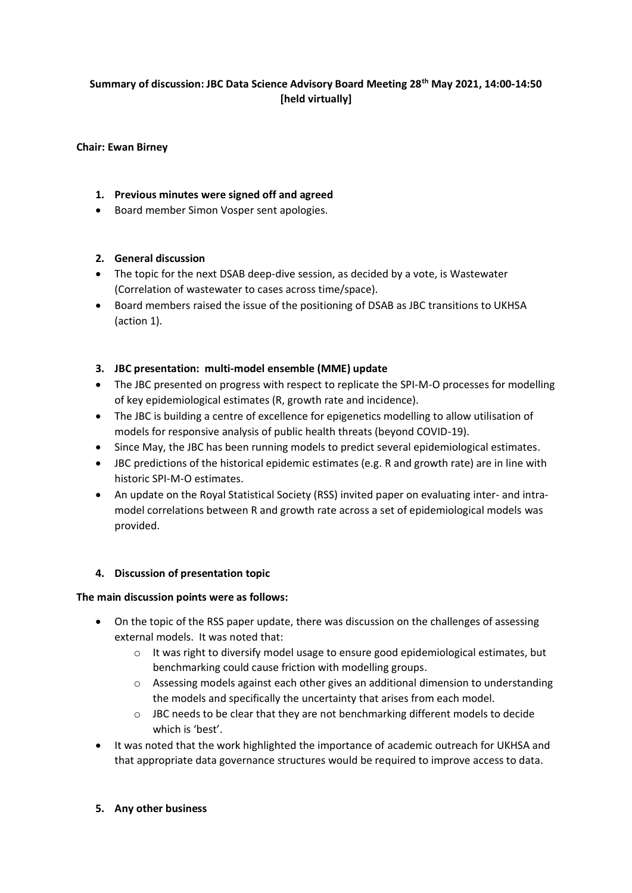**Summary of discussion: JBC Data Science Advisory Board Meeting 28th May 2021, 14:00-14:50 [held virtually]**

**Chair: Ewan Birney**

1. **Previous minutes were signed off and agreed**
- Board member Simon Vosper sent apologies.

2. **General discussion**
- The topic for the next DSAB deep-dive session, as decided by a vote, is Wastewater (Correlation of wastewater to cases across time/space).
- Board members raised the issue of the positioning of DSAB as JBC transitions to UKHSA (action 1).

3. **JBC presentation: multi-model ensemble (MME) update**
- The JBC presented on progress with respect to replicate the SPI-M-O processes for modelling of key epidemiological estimates (R, growth rate and incidence).
- The JBC is building a centre of excellence for epigenetics modelling to allow utilisation of models for responsive analysis of public health threats (beyond COVID-19).
- Since May, the JBC has been running models to predict several epidemiological estimates.
- JBC predictions of the historical epidemic estimates (e.g. R and growth rate) are in line with historic SPI-M-O estimates.
- An update on the Royal Statistical Society (RSS) invited paper on evaluating inter- and intra-model correlations between R and growth rate across a set of epidemiological models was provided.

4. **Discussion of presentation topic**

**The main discussion points were as follows:**

- On the topic of the RSS paper update, there was discussion on the challenges of assessing external models. It was noted that:
  - It was right to diversify model usage to ensure good epidemiological estimates, but benchmarking could cause friction with modelling groups.
  - Assessing models against each other gives an additional dimension to understanding the models and specifically the uncertainty that arises from each model.
  - JBC needs to be clear that they are not benchmarking different models to decide which is 'best'.
- It was noted that the work highlighted the importance of academic outreach for UKHSA and that appropriate data governance structures would be required to improve access to data.

5. **Any other business**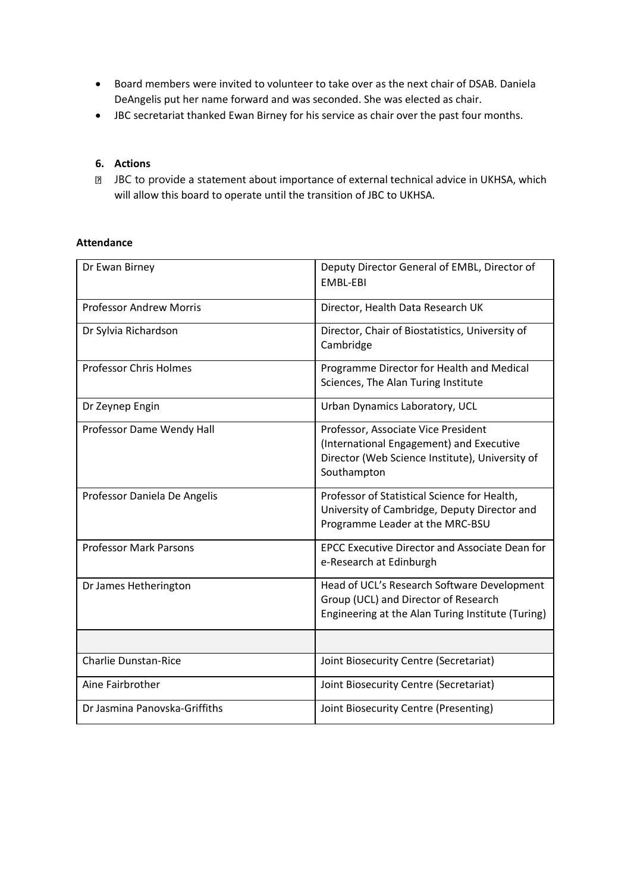- Board members were invited to volunteer to take over as the next chair of DSAB. Daniela DeAngelis put her name forward and was seconded. She was elected as chair.
- JBC secretariat thanked Ewan Birney for his service as chair over the past four months.

**6. Actions**

- JBC to provide a statement about importance of external technical advice in UKHSA, which will allow this board to operate until the transition of JBC to UKHSA.

**Attendance**

| | |
|---|---|
| Dr Ewan Birney | Deputy Director General of EMBL, Director of EMBL-EBI |
| Professor Andrew Morris | Director, Health Data Research UK |
| Dr Sylvia Richardson | Director, Chair of Biostatistics, University of Cambridge |
| Professor Chris Holmes | Programme Director for Health and Medical Sciences, The Alan Turing Institute |
| Dr Zeynep Engin | Urban Dynamics Laboratory, UCL |
| Professor Dame Wendy Hall | Professor, Associate Vice President (International Engagement) and Executive Director (Web Science Institute), University of Southampton |
| Professor Daniela De Angelis | Professor of Statistical Science for Health, University of Cambridge, Deputy Director and Programme Leader at the MRC-BSU |
| Professor Mark Parsons | EPCC Executive Director and Associate Dean for e-Research at Edinburgh |
| Dr James Hetherington | Head of UCL's Research Software Development Group (UCL) and Director of Research Engineering at the Alan Turing Institute (Turing) |
| | |
| Charlie Dunstan-Rice | Joint Biosecurity Centre (Secretariat) |
| Aine Fairbrother | Joint Biosecurity Centre (Secretariat) |
| Dr Jasmina Panovska-Griffiths | Joint Biosecurity Centre (Presenting) |